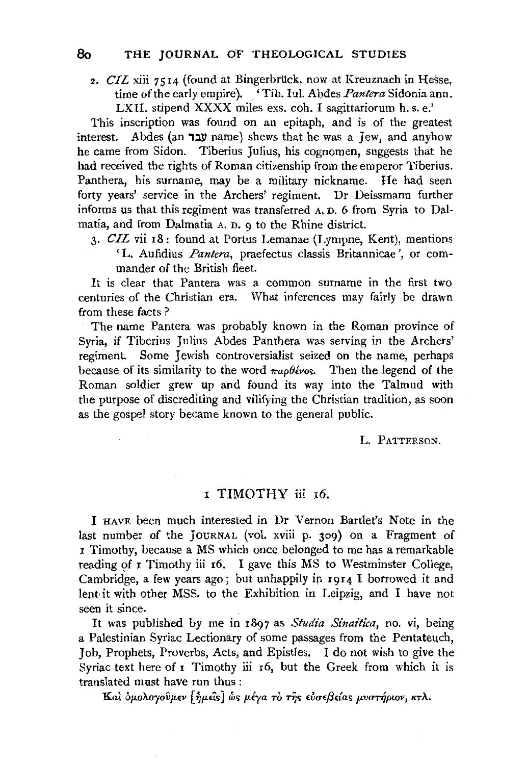2. *CIL* xiii 7514 (found at Bingerbrück, now at Kreuznach in Hesse, time of the early empire). 'Tib. Iul. Abdes *Pantera* Sidonia ann. LXII. stipend XXXX miles exs. coh. I sagittariorum h. s. e.'

This inscription was found on an epitaph, and is of the greatest interest. Abdes (an עבד name) shews that he was a Jew, and anyhow he came from Sidon. Tiberius Julius, his cognomen, suggests that he had received the rights of Roman citizenship from the emperor Tiberius. Panthera, his surname, may be a military nickname. He had seen forty years' service in the Archers' regiment. Dr Deissmann further informs us that this regiment was transferred A. D. 6 from Syria to Dalmatia, and from Dalmatia A. D. 9 to the Rhine district.

3. *CIL* vii 18: found at Portus Lemanae (Lympne, Kent), mentions 'L. Aufidius *Pantera*, praefectus classis Britannicae', or commander of the British fleet.

It is clear that Pantera was a common surname in the first two centuries of the Christian era. What inferences may fairly be drawn from these facts?

The name Pantera was probably known in the Roman province of Syria, if Tiberius Julius Abdes Panthera was serving in the Archers' regiment. Some Jewish controversialist seized on the name, perhaps because of its similarity to the word παρθένος. Then the legend of the Roman soldier grew up and found its way into the Talmud with the purpose of discrediting and vilifying the Christian tradition, as soon as the gospel story became known to the general public.

L. PATTERSON.

## 1 TIMOTHY iii 16.

I HAVE been much interested in Dr Vernon Bartlet's Note in the last number of the JOURNAL (vol. xviii p. 309) on a Fragment of 1 Timothy, because a MS which once belonged to me has a remarkable reading of 1 Timothy iii 16. I gave this MS to Westminster College, Cambridge, a few years ago; but unhappily in 1914 I borrowed it and lent it with other MSS. to the Exhibition in Leipzig, and I have not seen it since.

It was published by me in 1897 as *Studia Sinaitica*, no. vi, being a Palestinian Syriac Lectionary of some passages from the Pentateuch, Job, Prophets, Proverbs, Acts, and Epistles. I do not wish to give the Syriac text here of 1 Timothy iii 16, but the Greek from which it is translated must have run thus:

Καὶ ὁμολογοῦμεν [ἡμεῖς] ὡς μέγα τὸ τῆς εὐσεβείας μυστήριον, κτλ.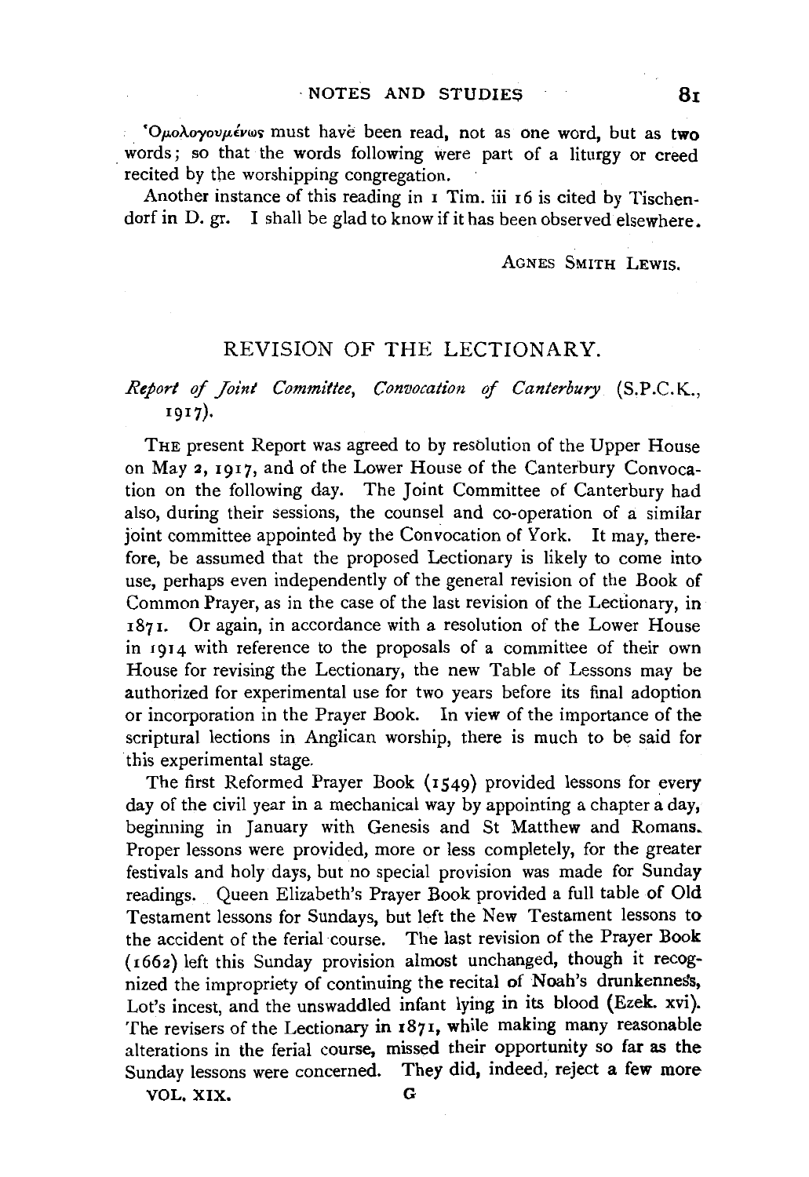Ὁμολογουμένως must have been read, not as one word, but as two words; so that the words following were part of a liturgy or creed recited by the worshipping congregation.

Another instance of this reading in 1 Tim. iii 16 is cited by Tischendorf in D. gr. I shall be glad to know if it has been observed elsewhere.

AGNES SMITH LEWIS.

## REVISION OF THE LECTIONARY.

*Report of Joint Committee, Convocation of Canterbury* (S.P.C.K., 1917).

THE present Report was agreed to by resolution of the Upper House on May 2, 1917, and of the Lower House of the Canterbury Convocation on the following day. The Joint Committee of Canterbury had also, during their sessions, the counsel and co-operation of a similar joint committee appointed by the Convocation of York. It may, therefore, be assumed that the proposed Lectionary is likely to come into use, perhaps even independently of the general revision of the Book of Common Prayer, as in the case of the last revision of the Lectionary, in 1871. Or again, in accordance with a resolution of the Lower House in 1914 with reference to the proposals of a committee of their own House for revising the Lectionary, the new Table of Lessons may be authorized for experimental use for two years before its final adoption or incorporation in the Prayer Book. In view of the importance of the scriptural lections in Anglican worship, there is much to be said for this experimental stage.

The first Reformed Prayer Book (1549) provided lessons for every day of the civil year in a mechanical way by appointing a chapter a day, beginning in January with Genesis and St Matthew and Romans. Proper lessons were provided, more or less completely, for the greater festivals and holy days, but no special provision was made for Sunday readings. Queen Elizabeth's Prayer Book provided a full table of Old Testament lessons for Sundays, but left the New Testament lessons to the accident of the ferial course. The last revision of the Prayer Book (1662) left this Sunday provision almost unchanged, though it recognized the impropriety of continuing the recital of Noah's drunkenness, Lot's incest, and the unswaddled infant lying in its blood (Ezek. xvi). The revisers of the Lectionary in 1871, while making many reasonable alterations in the ferial course, missed their opportunity so far as the Sunday lessons were concerned. They did, indeed, reject a few more